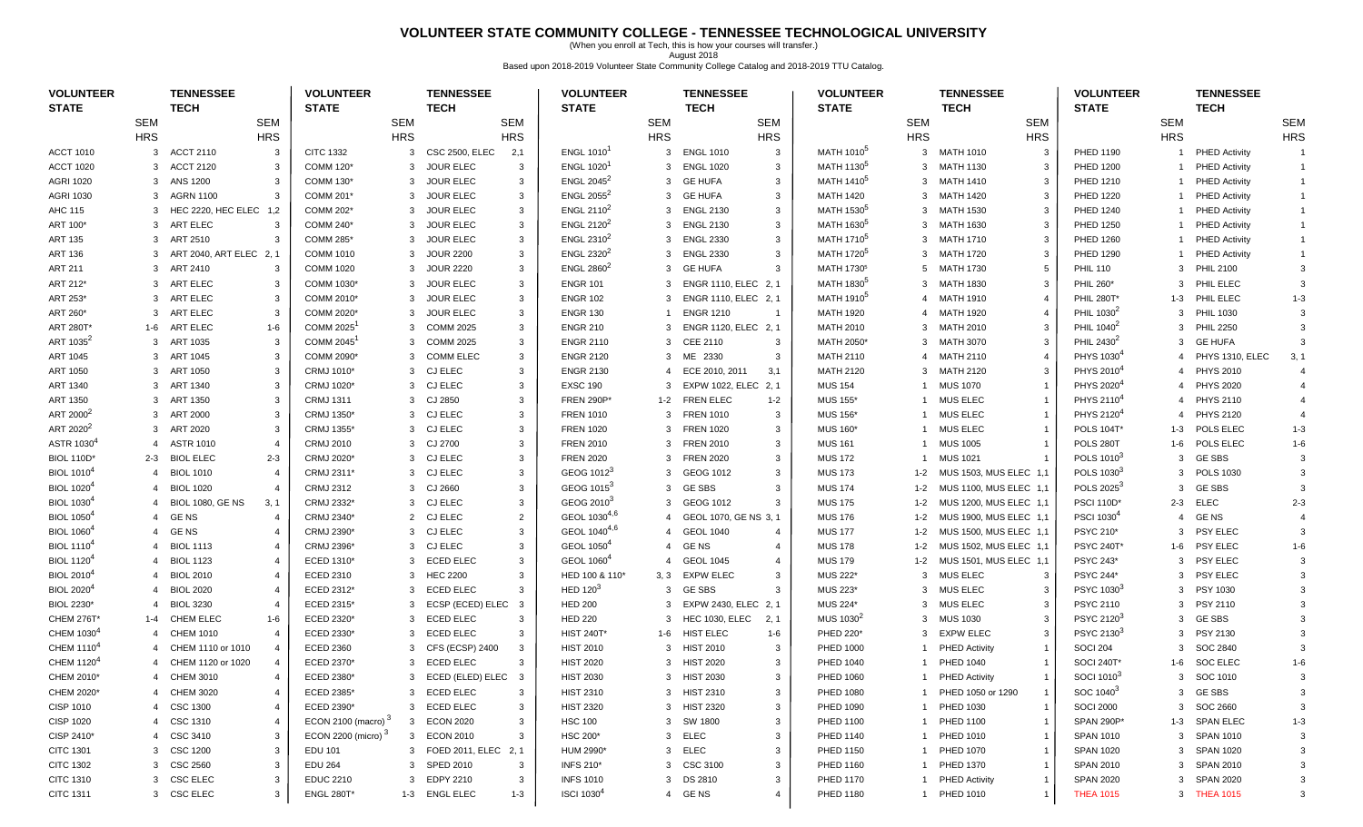# VOLUNTEER STATE COMMUNITY COLLEGE - TENNESSEE TECHNOLOGICAL UNIVERSITY

(When you enroll at Tech, this is how your courses will transfer.)

August 2018

Based upon 2018-2019 Volunteer State Community College Catalog and 2018-2019 TTU Catalog.

| VOLUNTEER STATE | SEM HRS | TENNESSEE TECH | SEM HRS |
|---|---|---|---|
| ACCT 1010 | 3 | ACCT 2110 | 3 |
| ACCT 1020 | 3 | ACCT 2120 | 3 |
| AGRI 1020 | 3 | ANS 1200 | 3 |
| AGRI 1030 | 3 | AGRN 1100 | 3 |
| AHC 115 | 3 | HEC 2220, HEC ELEC | 1,2 |
| ART 100* | 3 | ART ELEC | 3 |
| ART 135 | 3 | ART 2510 | 3 |
| ART 136 | 3 | ART 2040, ART ELEC | 2, 1 |
| ART 211 | 3 | ART 2410 | 3 |
| ART 212* | 3 | ART ELEC | 3 |
| ART 253* | 3 | ART ELEC | 3 |
| ART 260* | 3 | ART ELEC | 3 |
| ART 280T* | 1-6 | ART ELEC | 1-6 |
| ART 1035[2] | 3 | ART 1035 | 3 |
| ART 1045 | 3 | ART 1045 | 3 |
| ART 1050 | 3 | ART 1050 | 3 |
| ART 1340 | 3 | ART 1340 | 3 |
| ART 1350 | 3 | ART 1350 | 3 |
| ART 2000[2] | 3 | ART 2000 | 3 |
| ART 2020[2] | 3 | ART 2020 | 3 |
| ASTR 1030[4] | 4 | ASTR 1010 | 4 |
| BIOL 110D* | 2-3 | BIOL ELEC | 2-3 |
| BIOL 1010[4] | 4 | BIOL 1010 | 4 |
| BIOL 1020[4] | 4 | BIOL 1020 | 4 |
| BIOL 1030[4] | 4 | BIOL 1080, GE NS | 3, 1 |
| BIOL 1050[4] | 4 | GE NS | 4 |
| BIOL 1060[4] | 4 | GE NS | 4 |
| BIOL 1110[4] | 4 | BIOL 1113 | 4 |
| BIOL 1120[4] | 4 | BIOL 1123 | 4 |
| BIOL 2010[4] | 4 | BIOL 2010 | 4 |
| BIOL 2020[4] | 4 | BIOL 2020 | 4 |
| BIOL 2230* | 4 | BIOL 3230 | 4 |
| CHEM 276T* | 1-4 | CHEM ELEC | 1-6 |
| CHEM 1030[4] | 4 | CHEM 1010 | 4 |
| CHEM 1110[4] | 4 | CHEM 1110 or 1010 | 4 |
| CHEM 1120[4] | 4 | CHEM 1120 or 1020 | 4 |
| CHEM 2010* | 4 | CHEM 3010 | 4 |
| CHEM 2020* | 4 | CHEM 3020 | 4 |
| CISP 1010 | 4 | CSC 1300 | 4 |
| CISP 1020 | 4 | CSC 1310 | 4 |
| CISP 2410* | 4 | CSC 3410 | 3 |
| CITC 1301 | 3 | CSC 1200 | 3 |
| CITC 1302 | 3 | CSC 2560 | 3 |
| CITC 1310 | 3 | CSC ELEC | 3 |
| CITC 1311 | 3 | CSC ELEC | 3 |
| CITC 1332 | 3 | CSC 2500, ELEC | 2,1 |
| COMM 120* | 3 | JOUR ELEC | 3 |
| COMM 130* | 3 | JOUR ELEC | 3 |
| COMM 201* | 3 | JOUR ELEC | 3 |
| COMM 202* | 3 | JOUR ELEC | 3 |
| COMM 240* | 3 | JOUR ELEC | 3 |
| COMM 285* | 3 | JOUR ELEC | 3 |
| COMM 1010 | 3 | JOUR 2200 | 3 |
| COMM 1020 | 3 | JOUR 2220 | 3 |
| COMM 1030* | 3 | JOUR ELEC | 3 |
| COMM 2010* | 3 | JOUR ELEC | 3 |
| COMM 2020* | 3 | JOUR ELEC | 3 |
| COMM 2025[1] | 3 | COMM 2025 | 3 |
| COMM 2045[1] | 3 | COMM 2025 | 3 |
| COMM 2090* | 3 | COMM ELEC | 3 |
| CRMJ 1010* | 3 | CJ ELEC | 3 |
| CRMJ 1020* | 3 | CJ ELEC | 3 |
| CRMJ 1311 | 3 | CJ 2850 | 3 |
| CRMJ 1350* | 3 | CJ ELEC | 3 |
| CRMJ 1355* | 3 | CJ ELEC | 3 |
| CRMJ 2010 | 3 | CJ 2700 | 3 |
| CRMJ 2020* | 3 | CJ ELEC | 3 |
| CRMJ 2311* | 3 | CJ ELEC | 3 |
| CRMJ 2312 | 3 | CJ 2660 | 3 |
| CRMJ 2332* | 3 | CJ ELEC | 3 |
| CRMJ 2340* | 2 | CJ ELEC | 2 |
| CRMJ 2390* | 3 | CJ ELEC | 3 |
| CRMJ 2396* | 3 | CJ ELEC | 3 |
| ECED 1310* | 3 | ECED ELEC | 3 |
| ECED 2310 | 3 | HEC 2200 | 3 |
| ECED 2312* | 3 | ECED ELEC | 3 |
| ECED 2315* | 3 | ECSP (ECED) ELEC | 3 |
| ECED 2320* | 3 | ECED ELEC | 3 |
| ECED 2330* | 3 | ECED ELEC | 3 |
| ECED 2360 | 3 | CFS (ECSP) 2400 | 3 |
| ECED 2370* | 3 | ECED ELEC | 3 |
| ECED 2380* | 3 | ECED (ELED) ELEC | 3 |
| ECED 2385* | 3 | ECED ELEC | 3 |
| ECED 2390* | 3 | ECED ELEC | 3 |
| ECON 2100 (macro) [3] | 3 | ECON 2020 | 3 |
| ECON 2200 (micro) [3] | 3 | ECON 2010 | 3 |
| EDU 101 | 3 | FOED 2011, ELEC | 2, 1 |
| EDU 264 | 3 | SPED 2010 | 3 |
| EDUC 2210 | 3 | EDPY 2210 | 3 |
| ENGL 280T* | 1-3 | ENGL ELEC | 1-3 |
| ENGL 1010[1] | 3 | ENGL 1010 | 3 |
| ENGL 1020[1] | 3 | ENGL 1020 | 3 |
| ENGL 2045[2] | 3 | GE HUFA | 3 |
| ENGL 2055[2] | 3 | GE HUFA | 3 |
| ENGL 2110[2] | 3 | ENGL 2130 | 3 |
| ENGL 2120[2] | 3 | ENGL 2130 | 3 |
| ENGL 2310[2] | 3 | ENGL 2330 | 3 |
| ENGL 2320[2] | 3 | ENGL 2330 | 3 |
| ENGL 2860[2] | 3 | GE HUFA | 3 |
| ENGR 101 | 3 | ENGR 1110, ELEC | 2, 1 |
| ENGR 102 | 3 | ENGR 1110, ELEC | 2, 1 |
| ENGR 130 | 1 | ENGR 1210 | 1 |
| ENGR 210 | 3 | ENGR 1120, ELEC | 2, 1 |
| ENGR 2110 | 3 | CEE 2110 | 3 |
| ENGR 2120 | 3 | ME 2330 | 3 |
| ENGR 2130 | 4 | ECE 2010, 2011 | 3,1 |
| EXSC 190 | 3 | EXPW 1022, ELEC | 2, 1 |
| FREN 290P* | 1-2 | FREN ELEC | 1-2 |
| FREN 1010 | 3 | FREN 1010 | 3 |
| FREN 1020 | 3 | FREN 1020 | 3 |
| FREN 2010 | 3 | FREN 2010 | 3 |
| FREN 2020 | 3 | FREN 2020 | 3 |
| GEOG 1012[3] | 3 | GEOG 1012 | 3 |
| GEOG 1015[3] | 3 | GE SBS | 3 |
| GEOG 2010[3] | 3 | GEOG 1012 | 3 |
| GEOL 1030[4,6] | 4 | GEOL 1070, GE NS | 3, 1 |
| GEOL 1040[4,6] | 4 | GEOL 1040 | 4 |
| GEOL 1050[4] | 4 | GE NS | 4 |
| GEOL 1060[4] | 4 | GEOL 1045 | 4 |
| HED 100 & 110* | 3, 3 | EXPW ELEC | 3 |
| HED 120[3] | 3 | GE SBS | 3 |
| HED 200 | 3 | EXPW 2430, ELEC | 2, 1 |
| HED 220 | 3 | HEC 1030, ELEC | 2, 1 |
| HIST 240T* | 1-6 | HIST ELEC | 1-6 |
| HIST 2010 | 3 | HIST 2010 | 3 |
| HIST 2020 | 3 | HIST 2020 | 3 |
| HIST 2030 | 3 | HIST 2030 | 3 |
| HIST 2310 | 3 | HIST 2310 | 3 |
| HIST 2320 | 3 | HIST 2320 | 3 |
| HSC 100 | 3 | SW 1800 | 3 |
| HSC 200* | 3 | ELEC | 3 |
| HUM 2990* | 3 | ELEC | 3 |
| INFS 210* | 3 | CSC 3100 | 3 |
| INFS 1010 | 3 | DS 2810 | 3 |
| ISCI 1030[4] | 4 | GE NS | 4 |
| MATH 1010[5] | 3 | MATH 1010 | 3 |
| MATH 1130[5] | 3 | MATH 1130 | 3 |
| MATH 1410[5] | 3 | MATH 1410 | 3 |
| MATH 1420 | 3 | MATH 1420 | 3 |
| MATH 1530[5] | 3 | MATH 1530 | 3 |
| MATH 1630[5] | 3 | MATH 1630 | 3 |
| MATH 1710[5] | 3 | MATH 1710 | 3 |
| MATH 1720[5] | 3 | MATH 1720 | 3 |
| MATH 1730[5] | 5 | MATH 1730 | 5 |
| MATH 1830[5] | 3 | MATH 1830 | 3 |
| MATH 1910[5] | 4 | MATH 1910 | 4 |
| MATH 1920 | 4 | MATH 1920 | 4 |
| MATH 2010 | 3 | MATH 2010 | 3 |
| MATH 2050* | 3 | MATH 3070 | 3 |
| MATH 2110 | 4 | MATH 2110 | 4 |
| MATH 2120 | 3 | MATH 2120 | 3 |
| MUS 154 | 1 | MUS 1070 | 1 |
| MUS 155* | 1 | MUS ELEC | 1 |
| MUS 156* | 1 | MUS ELEC | 1 |
| MUS 160* | 1 | MUS ELEC | 1 |
| MUS 161 | 1 | MUS 1005 | 1 |
| MUS 172 | 1 | MUS 1021 | 1 |
| MUS 173 | 1-2 | MUS 1503, MUS ELEC | 1,1 |
| MUS 174 | 1-2 | MUS 1100, MUS ELEC | 1,1 |
| MUS 175 | 1-2 | MUS 1200, MUS ELEC | 1,1 |
| MUS 176 | 1-2 | MUS 1900, MUS ELEC | 1,1 |
| MUS 177 | 1-2 | MUS 1500, MUS ELEC | 1,1 |
| MUS 178 | 1-2 | MUS 1502, MUS ELEC | 1,1 |
| MUS 179 | 1-2 | MUS 1501, MUS ELEC | 1,1 |
| MUS 222* | 3 | MUS ELEC | 3 |
| MUS 223* | 3 | MUS ELEC | 3 |
| MUS 224* | 3 | MUS ELEC | 3 |
| MUS 1030[2] | 3 | MUS 1030 | 3 |
| PHED 220* | 3 | EXPW ELEC | 3 |
| PHED 1000 | 1 | PHED Activity | 1 |
| PHED 1040 | 1 | PHED 1040 | 1 |
| PHED 1060 | 1 | PHED Activity | 1 |
| PHED 1080 | 1 | PHED 1050 or 1290 | 1 |
| PHED 1090 | 1 | PHED 1030 | 1 |
| PHED 1100 | 1 | PHED 1100 | 1 |
| PHED 1140 | 1 | PHED 1010 | 1 |
| PHED 1150 | 1 | PHED 1070 | 1 |
| PHED 1160 | 1 | PHED 1370 | 1 |
| PHED 1170 | 1 | PHED Activity | 1 |
| PHED 1180 | 1 | PHED 1010 | 1 |
| PHED 1190 | 1 | PHED Activity | 1 |
| PHED 1200 | 1 | PHED Activity | 1 |
| PHED 1210 | 1 | PHED Activity | 1 |
| PHED 1220 | 1 | PHED Activity | 1 |
| PHED 1240 | 1 | PHED Activity | 1 |
| PHED 1250 | 1 | PHED Activity | 1 |
| PHED 1260 | 1 | PHED Activity | 1 |
| PHED 1290 | 1 | PHED Activity | 1 |
| PHIL 110 | 3 | PHIL 2100 | 3 |
| PHIL 260* | 3 | PHIL ELEC | 3 |
| PHIL 280T* | 1-3 | PHIL ELEC | 1-3 |
| PHIL 1030[2] | 3 | PHIL 1030 | 3 |
| PHIL 1040[2] | 3 | PHIL 2250 | 3 |
| PHIL 2430[2] | 3 | GE HUFA | 3 |
| PHYS 1030[4] | 4 | PHYS 1310, ELEC | 3, 1 |
| PHYS 2010[4] | 4 | PHYS 2010 | 4 |
| PHYS 2020[4] | 4 | PHYS 2020 | 4 |
| PHYS 2110[4] | 4 | PHYS 2110 | 4 |
| PHYS 2120[4] | 4 | PHYS 2120 | 4 |
| POLS 104T* | 1-3 | POLS ELEC | 1-3 |
| POLS 280T | 1-6 | POLS ELEC | 1-6 |
| POLS 1010[3] | 3 | GE SBS | 3 |
| POLS 1030[3] | 3 | POLS 1030 | 3 |
| POLS 2025[3] | 3 | GE SBS | 3 |
| PSCI 110D* | 2-3 | ELEC | 2-3 |
| PSCI 1030[4] | 4 | GE NS | 4 |
| PSYC 210* | 3 | PSY ELEC | 3 |
| PSYC 240T* | 1-6 | PSY ELEC | 1-6 |
| PSYC 243* | 3 | PSY ELEC | 3 |
| PSYC 244* | 3 | PSY ELEC | 3 |
| PSYC 1030[3] | 3 | PSY 1030 | 3 |
| PSYC 2110 | 3 | PSY 2110 | 3 |
| PSYC 2120[3] | 3 | GE SBS | 3 |
| PSYC 2130[3] | 3 | PSY 2130 | 3 |
| SOCI 204 | 3 | SOC 2840 | 3 |
| SOCI 240T* | 1-6 | SOC ELEC | 1-6 |
| SOCI 1010[3] | 3 | SOC 1010 | 3 |
| SOC 1040[3] | 3 | GE SBS | 3 |
| SOCI 2000 | 3 | SOC 2660 | 3 |
| SPAN 290P* | 1-3 | SPAN ELEC | 1-3 |
| SPAN 1010 | 3 | SPAN 1010 | 3 |
| SPAN 1020 | 3 | SPAN 1020 | 3 |
| SPAN 2010 | 3 | SPAN 2010 | 3 |
| SPAN 2020 | 3 | SPAN 2020 | 3 |
| THEA 1015 | 3 | THEA 1015 | 3 |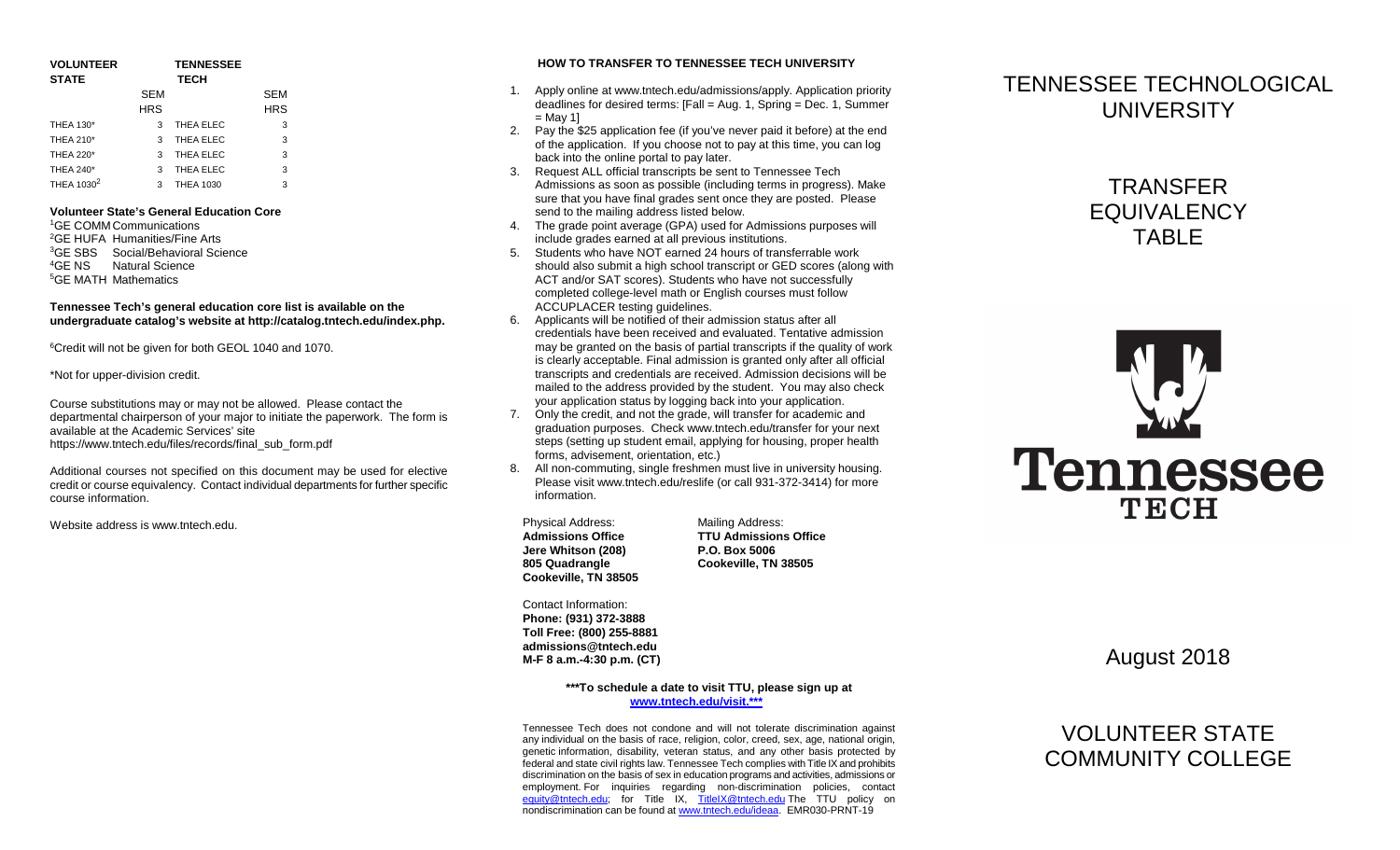| VOLUNTEER STATE | SEM HRS | TENNESSEE TECH | SEM HRS |
|---|---|---|---|
| THEA 130* | 3 | THEA ELEC | 3 |
| THEA 210* | 3 | THEA ELEC | 3 |
| THEA 220* | 3 | THEA ELEC | 3 |
| THEA 240* | 3 | THEA ELEC | 3 |
| THEA 1030[2] | 3 | THEA 1030 | 3 |

**Volunteer State's General Education Core**

[1]GE COMM Communications
[2]GE HUFA Humanities/Fine Arts
[3]GE SBS Social/Behavioral Science
[4]GE NS Natural Science
[5]GE MATH Mathematics

**Tennessee Tech's general education core list is available on the undergraduate catalog's website at http://catalog.tntech.edu/index.php.**

[6]Credit will not be given for both GEOL 1040 and 1070.

*Not for upper-division credit.

Course substitutions may or may not be allowed. Please contact the departmental chairperson of your major to initiate the paperwork. The form is available at the Academic Services' site https://www.tntech.edu/files/records/final_sub_form.pdf

Additional courses not specified on this document may be used for elective credit or course equivalency. Contact individual departments for further specific course information.

Website address is www.tntech.edu.

**HOW TO TRANSFER TO TENNESSEE TECH UNIVERSITY**

1. Apply online at www.tntech.edu/admissions/apply. Application priority deadlines for desired terms: [Fall = Aug. 1, Spring = Dec. 1, Summer = May 1]
2. Pay the $25 application fee (if you've never paid it before) at the end of the application. If you choose not to pay at this time, you can log back into the online portal to pay later.
3. Request ALL official transcripts be sent to Tennessee Tech Admissions as soon as possible (including terms in progress). Make sure that you have final grades sent once they are posted. Please send to the mailing address listed below.
4. The grade point average (GPA) used for Admissions purposes will include grades earned at all previous institutions.
5. Students who have NOT earned 24 hours of transferrable work should also submit a high school transcript or GED scores (along with ACT and/or SAT scores). Students who have not successfully completed college-level math or English courses must follow ACCUPLACER testing guidelines.
6. Applicants will be notified of their admission status after all credentials have been received and evaluated. Tentative admission may be granted on the basis of partial transcripts if the quality of work is clearly acceptable. Final admission is granted only after all official transcripts and credentials are received. Admission decisions will be mailed to the address provided by the student. You may also check your application status by logging back into your application.
7. Only the credit, and not the grade, will transfer for academic and graduation purposes. Check www.tntech.edu/transfer for your next steps (setting up student email, applying for housing, proper health forms, advisement, orientation, etc.)
8. All non-commuting, single freshmen must live in university housing. Please visit www.tntech.edu/reslife (or call 931-372-3414) for more information.

Physical Address:
**Admissions Office**
**Jere Whitson (208)**
**805 Quadrangle**
**Cookeville, TN 38505**

Mailing Address:
**TTU Admissions Office**
**P.O. Box 5006**
**Cookeville, TN 38505**

Contact Information:
**Phone: (931) 372-3888**
**Toll Free: (800) 255-8881**
**admissions@tntech.edu**
**M-F 8 a.m.-4:30 p.m. (CT)**

**\*\*\*To schedule a date to visit TTU, please sign up at www.tntech.edu/visit.\*\*\***

Tennessee Tech does not condone and will not tolerate discrimination against any individual on the basis of race, religion, color, creed, sex, age, national origin, genetic information, disability, veteran status, and any other basis protected by federal and state civil rights law. Tennessee Tech complies with Title IX and prohibits discrimination on the basis of sex in education programs and activities, admissions or employment. For inquiries regarding non-discrimination policies, contact equity@tntech.edu; for Title IX, TitleIX@tntech.edu The TTU policy on nondiscrimination can be found at www.tntech.edu/ideaa. EMR030-PRNT-19

# TENNESSEE TECHNOLOGICAL UNIVERSITY

## TRANSFER EQUIVALENCY TABLE

Tennessee TECH

August 2018

## VOLUNTEER STATE COMMUNITY COLLEGE